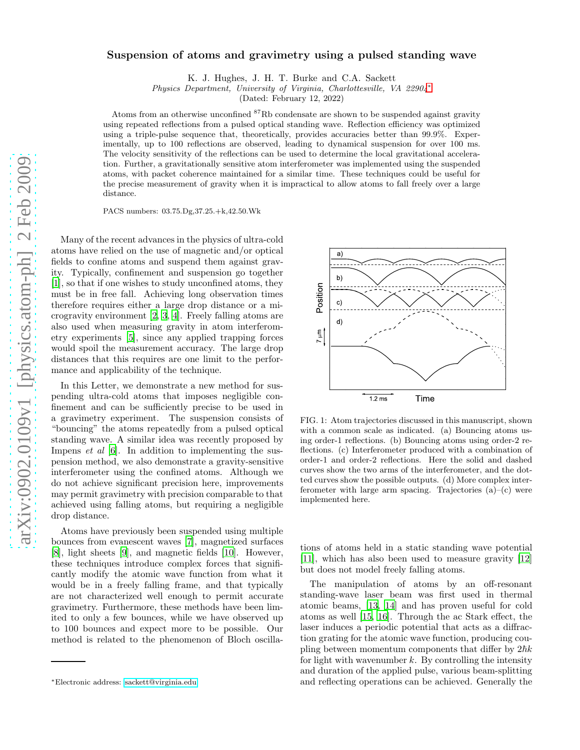# Suspension of atoms and gravimetry using a pulsed standing wave

K. J. Hughes, J. H. T. Burke and C.A. Sackett

*Physics Department, University of Virginia, Charlottesville, VA 22904*[*]

(Dated: February 12, 2022)

Atoms from an otherwise unconfined $^{87}$Rb condensate are shown to be suspended against gravity using repeated reflections from a pulsed optical standing wave. Reflection efficiency was optimized using a triple-pulse sequence that, theoretically, provides accuracies better than 99.9%. Experimentally, up to 100 reflections are observed, leading to dynamical suspension for over 100 ms. The velocity sensitivity of the reflections can be used to determine the local gravitational acceleration. Further, a gravitationally sensitive atom interferometer was implemented using the suspended atoms, with packet coherence maintained for a similar time. These techniques could be useful for the precise measurement of gravity when it is impractical to allow atoms to fall freely over a large distance.

PACS numbers: 03.75.Dg,37.25.+k,42.50.Wk

Many of the recent advances in the physics of ultra-cold atoms have relied on the use of magnetic and/or optical fields to confine atoms and suspend them against gravity. Typically, confinement and suspension go together [1], so that if one wishes to study unconfined atoms, they must be in free fall. Achieving long observation times therefore requires either a large drop distance or a microgravity environment [2, 3, 4]. Freely falling atoms are also used when measuring gravity in atom interferometry experiments [5], since any applied trapping forces would spoil the measurement accuracy. The large drop distances that this requires are one limit to the performance and applicability of the technique.

In this Letter, we demonstrate a new method for suspending ultra-cold atoms that imposes negligible confinement and can be sufficiently precise to be used in a gravimetry experiment. The suspension consists of "bouncing" the atoms repeatedly from a pulsed optical standing wave. A similar idea was recently proposed by Impens *et al* [6]. In addition to implementing the suspension method, we also demonstrate a gravity-sensitive interferometer using the confined atoms. Although we do not achieve significant precision here, improvements may permit gravimetry with precision comparable to that achieved using falling atoms, but requiring a negligible drop distance.

Atoms have previously been suspended using multiple bounces from evanescent waves [7], magnetized surfaces [8], light sheets [9], and magnetic fields [10]. However, these techniques introduce complex forces that significantly modify the atomic wave function from what it would be in a freely falling frame, and that typically are not characterized well enough to permit accurate gravimetry. Furthermore, these methods have been limited to only a few bounces, while we have observed up to 100 bounces and expect more to be possible. Our method is related to the phenomenon of Bloch oscillations of atoms held in a static standing wave potential [11], which has also been used to measure gravity [12] but does not model freely falling atoms.

FIG. 1: Atom trajectories discussed in this manuscript, shown with a common scale as indicated. (a) Bouncing atoms using order-1 reflections. (b) Bouncing atoms using order-2 reflections. (c) Interferometer produced with a combination of order-1 and order-2 reflections. Here the solid and dashed curves show the two arms of the interferometer, and the dotted curves show the possible outputs. (d) More complex interferometer with large arm spacing. Trajectories (a)–(c) were implemented here.

The manipulation of atoms by an off-resonant standing-wave laser beam was first used in thermal atomic beams, [13, 14] and has proven useful for cold atoms as well [15, 16]. Through the ac Stark effect, the laser induces a periodic potential that acts as a diffraction grating for the atomic wave function, producing coupling between momentum components that differ by $2\hbar k$ for light with wavenumber $k$. By controlling the intensity and duration of the applied pulse, various beam-splitting and reflecting operations can be achieved. Generally the

[*]Electronic address: sackett@virginia.edu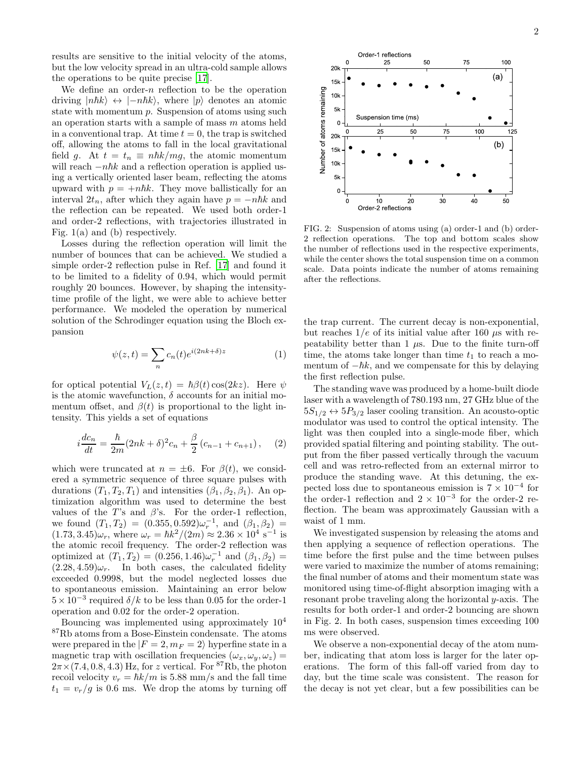results are sensitive to the initial velocity of the atoms, but the low velocity spread in an ultra-cold sample allows the operations to be quite precise [17].

We define an order-$n$ reflection to be the operation driving $|n\hbar k\rangle \leftrightarrow |-n\hbar k\rangle$, where $|p\rangle$ denotes an atomic state with momentum $p$. Suspension of atoms using such an operation starts with a sample of mass $m$ atoms held in a conventional trap. At time $t = 0$, the trap is switched off, allowing the atoms to fall in the local gravitational field $g$. At $t = t_n \equiv n\hbar k/mg$, the atomic momentum will reach $-n\hbar k$ and a reflection operation is applied using a vertically oriented laser beam, reflecting the atoms upward with $p = +n\hbar k$. They move ballistically for an interval $2t_n$, after which they again have $p = -n\hbar k$ and the reflection can be repeated. We used both order-1 and order-2 reflections, with trajectories illustrated in Fig. 1(a) and (b) respectively.

Losses during the reflection operation will limit the number of bounces that can be achieved. We studied a simple order-2 reflection pulse in Ref. [17] and found it to be limited to a fidelity of 0.94, which would permit roughly 20 bounces. However, by shaping the intensity-time profile of the light, we were able to achieve better performance. We modeled the operation by numerical solution of the Schrodinger equation using the Bloch expansion

$$\psi(z,t) = \sum_n c_n(t) e^{i(2nk+\delta)z} \tag{1}$$

for optical potential $V_L(z,t) = \hbar\beta(t)\cos(2kz)$. Here $\psi$ is the atomic wavefunction, $\delta$ accounts for an initial momentum offset, and $\beta(t)$ is proportional to the light intensity. This yields a set of equations

$$i\frac{dc_n}{dt} = \frac{\hbar}{2m}(2nk+\delta)^2 c_n + \frac{\beta}{2}\left(c_{n-1} + c_{n+1}\right), \tag{2}$$

which were truncated at $n = \pm 6$. For $\beta(t)$, we considered a symmetric sequence of three square pulses with durations $(T_1, T_2, T_1)$ and intensities $(\beta_1, \beta_2, \beta_1)$. An optimization algorithm was used to determine the best values of the $T$'s and $\beta$'s. For the order-1 reflection, we found $(T_1, T_2) = (0.355, 0.592)\omega_r^{-1}$, and $(\beta_1, \beta_2) = (1.73, 3.45)\omega_r$, where $\omega_r = \hbar k^2/(2m) \approx 2.36 \times 10^4$ s$^{-1}$ is the atomic recoil frequency. The order-2 reflection was optimized at $(T_1, T_2) = (0.256, 1.46)\omega_r^{-1}$ and $(\beta_1, \beta_2) = (2.28, 4.59)\omega_r$. In both cases, the calculated fidelity exceeded 0.9998, but the model neglected losses due to spontaneous emission. Maintaining an error below $5 \times 10^{-3}$ required $\delta/k$ to be less than 0.05 for the order-1 operation and 0.02 for the order-2 operation.

Bouncing was implemented using approximately $10^4$ $^{87}$Rb atoms from a Bose-Einstein condensate. The atoms were prepared in the $|F = 2, m_F = 2\rangle$ hyperfine state in a magnetic trap with oscillation frequencies $(\omega_x, \omega_y, \omega_z) = 2\pi \times (7.4, 0.8, 4.3)$ Hz, for $z$ vertical. For $^{87}$Rb, the photon recoil velocity $v_r = \hbar k/m$ is 5.88 mm/s and the fall time $t_1 = v_r/g$ is 0.6 ms. We drop the atoms by turning off the trap current. The current decay is non-exponential, but reaches $1/e$ of its initial value after 160 $\mu$s with repeatability better than 1 $\mu$s. Due to the finite turn-off time, the atoms take longer than time $t_1$ to reach a momentum of $-\hbar k$, and we compensate for this by delaying the first reflection pulse.

FIG. 2: Suspension of atoms using (a) order-1 and (b) order-2 reflection operations. The top and bottom scales show the number of reflections used in the respective experiments, while the center shows the total suspension time on a common scale. Data points indicate the number of atoms remaining after the reflections.

The standing wave was produced by a home-built diode laser with a wavelength of 780.193 nm, 27 GHz blue of the $5S_{1/2} \leftrightarrow 5P_{3/2}$ laser cooling transition. An acousto-optic modulator was used to control the optical intensity. The light was then coupled into a single-mode fiber, which provided spatial filtering and pointing stability. The output from the fiber passed vertically through the vacuum cell and was retro-reflected from an external mirror to produce the standing wave. At this detuning, the expected loss due to spontaneous emission is $7 \times 10^{-4}$ for the order-1 reflection and $2 \times 10^{-3}$ for the order-2 reflection. The beam was approximately Gaussian with a waist of 1 mm.

We investigated suspension by releasing the atoms and then applying a sequence of reflection operations. The time before the first pulse and the time between pulses were varied to maximize the number of atoms remaining; the final number of atoms and their momentum state was monitored using time-of-flight absorption imaging with a resonant probe traveling along the horizontal $y$-axis. The results for both order-1 and order-2 bouncing are shown in Fig. 2. In both cases, suspension times exceeding 100 ms were observed.

We observe a non-exponential decay of the atom number, indicating that atom loss is larger for the later operations. The form of this fall-off varied from day to day, but the time scale was consistent. The reason for the decay is not yet clear, but a few possibilities can be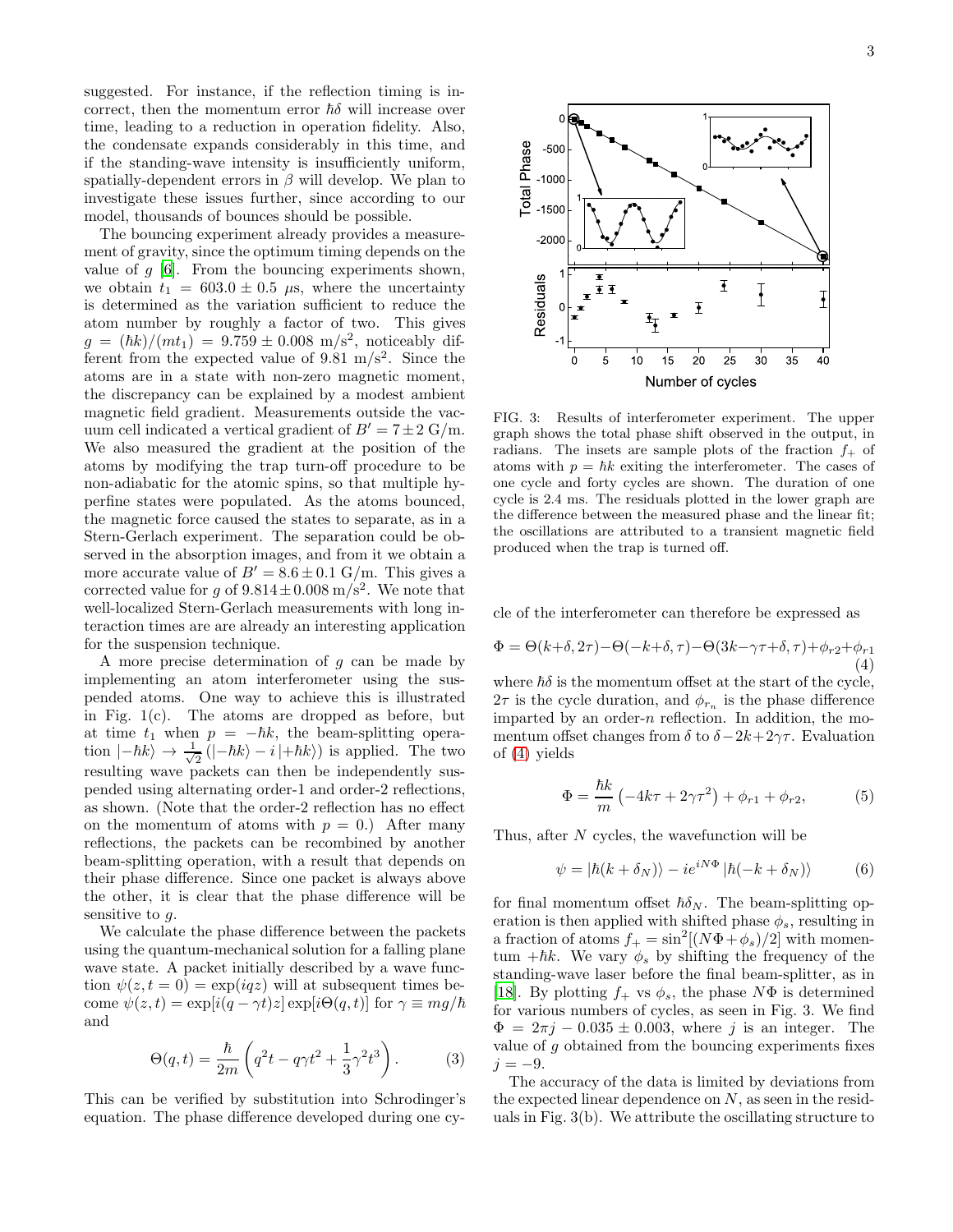suggested. For instance, if the reflection timing is incorrect, then the momentum error $\hbar\delta$ will increase over time, leading to a reduction in operation fidelity. Also, the condensate expands considerably in this time, and if the standing-wave intensity is insufficiently uniform, spatially-dependent errors in $\beta$ will develop. We plan to investigate these issues further, since according to our model, thousands of bounces should be possible.

The bouncing experiment already provides a measurement of gravity, since the optimum timing depends on the value of $g$ [6]. From the bouncing experiments shown, we obtain $t_1 = 603.0 \pm 0.5$ $\mu$s, where the uncertainty is determined as the variation sufficient to reduce the atom number by roughly a factor of two. This gives $g = (\hbar k)/(mt_1) = 9.759 \pm 0.008$ m/s$^2$, noticeably different from the expected value of 9.81 m/s$^2$. Since the atoms are in a state with non-zero magnetic moment, the discrepancy can be explained by a modest ambient magnetic field gradient. Measurements outside the vacuum cell indicated a vertical gradient of $B' = 7 \pm 2$ G/m. We also measured the gradient at the position of the atoms by modifying the trap turn-off procedure to be non-adiabatic for the atomic spins, so that multiple hyperfine states were populated. As the atoms bounced, the magnetic force caused the states to separate, as in a Stern-Gerlach experiment. The separation could be observed in the absorption images, and from it we obtain a more accurate value of $B' = 8.6 \pm 0.1$ G/m. This gives a corrected value for $g$ of $9.814 \pm 0.008$ m/s$^2$. We note that well-localized Stern-Gerlach measurements with long interaction times are are already an interesting application for the suspension technique.

A more precise determination of $g$ can be made by implementing an atom interferometer using the suspended atoms. One way to achieve this is illustrated in Fig. 1(c). The atoms are dropped as before, but at time $t_1$ when $p = -\hbar k$, the beam-splitting operation $|-\hbar k\rangle \to \frac{1}{\sqrt{2}}\left(|-\hbar k\rangle - i\,|+\hbar k\rangle\right)$ is applied. The two resulting wave packets can then be independently suspended using alternating order-1 and order-2 reflections, as shown. (Note that the order-2 reflection has no effect on the momentum of atoms with $p = 0$.) After many reflections, the packets can be recombined by another beam-splitting operation, with a result that depends on their phase difference. Since one packet is always above the other, it is clear that the phase difference will be sensitive to $g$.

We calculate the phase difference between the packets using the quantum-mechanical solution for a falling plane wave state. A packet initially described by a wave function $\psi(z, t = 0) = \exp(iqz)$ will at subsequent times become $\psi(z, t) = \exp[i(q - \gamma t)z] \exp[i\Theta(q, t)]$ for $\gamma \equiv mg/\hbar$ and

$$\Theta(q, t) = \frac{\hbar}{2m}\left(q^2 t - q\gamma t^2 + \frac{1}{3}\gamma^2 t^3\right). \tag{3}$$

This can be verified by substitution into Schrodinger's equation. The phase difference developed during one cycle of the interferometer can therefore be expressed as

$$\Phi = \Theta(k+\delta, 2\tau) - \Theta(-k+\delta, \tau) - \Theta(3k-\gamma\tau+\delta, \tau) + \phi_{r2} + \phi_{r1} \tag{4}$$

where $\hbar\delta$ is the momentum offset at the start of the cycle, $2\tau$ is the cycle duration, and $\phi_{r_n}$ is the phase difference imparted by an order-$n$ reflection. In addition, the momentum offset changes from $\delta$ to $\delta - 2k + 2\gamma\tau$. Evaluation of (4) yields

$$\Phi = \frac{\hbar k}{m}\left(-4k\tau + 2\gamma\tau^2\right) + \phi_{r1} + \phi_{r2}, \tag{5}$$

Thus, after $N$ cycles, the wavefunction will be

$$\psi = |\hbar(k + \delta_N)\rangle - ie^{iN\Phi}\,|\hbar(-k + \delta_N)\rangle \tag{6}$$

for final momentum offset $\hbar\delta_N$. The beam-splitting operation is then applied with shifted phase $\phi_s$, resulting in a fraction of atoms $f_+ = \sin^2[(N\Phi + \phi_s)/2]$ with momentum $+\hbar k$. We vary $\phi_s$ by shifting the frequency of the standing-wave laser before the final beam-splitter, as in [18]. By plotting $f_+$ vs $\phi_s$, the phase $N\Phi$ is determined for various numbers of cycles, as seen in Fig. 3. We find $\Phi = 2\pi j - 0.035 \pm 0.003$, where $j$ is an integer. The value of $g$ obtained from the bouncing experiments fixes $j = -9$.

The accuracy of the data is limited by deviations from the expected linear dependence on $N$, as seen in the residuals in Fig. 3(b). We attribute the oscillating structure to

FIG. 3: Results of interferometer experiment. The upper graph shows the total phase shift observed in the output, in radians. The insets are sample plots of the fraction $f_+$ of atoms with $p = \hbar k$ exiting the interferometer. The cases of one cycle and forty cycles are shown. The duration of one cycle is 2.4 ms. The residuals plotted in the lower graph are the difference between the measured phase and the linear fit; the oscillations are attributed to a transient magnetic field produced when the trap is turned off.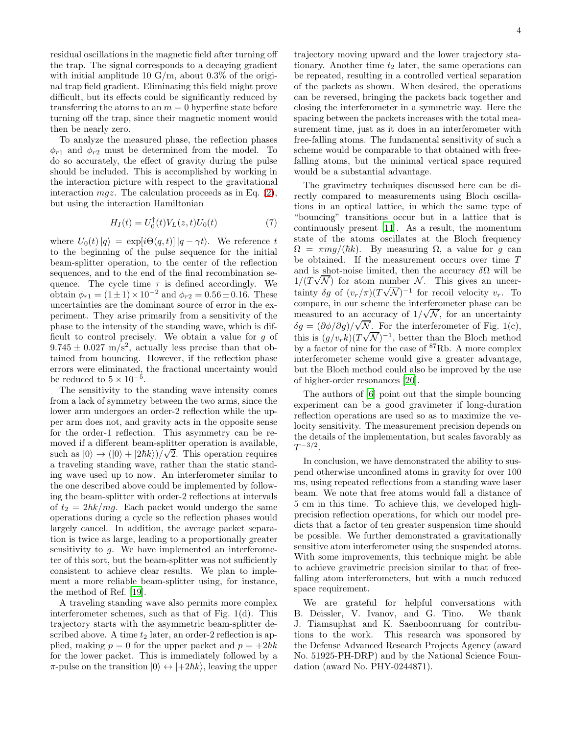residual oscillations in the magnetic field after turning off the trap. The signal corresponds to a decaying gradient with initial amplitude 10 G/m, about 0.3% of the original trap field gradient. Eliminating this field might prove difficult, but its effects could be significantly reduced by transferring the atoms to an $m = 0$ hyperfine state before turning off the trap, since their magnetic moment would then be nearly zero.

To analyze the measured phase, the reflection phases $\phi_{r1}$ and $\phi_{r2}$ must be determined from the model. To do so accurately, the effect of gravity during the pulse should be included. This is accomplished by working in the interaction picture with respect to the gravitational interaction $mgz$. The calculation proceeds as in Eq. (2), but using the interaction Hamiltonian

$$H_I(t) = U_0^\dagger(t) V_L(z,t) U_0(t) \tag{7}$$

where $U_0(t)\,|q\rangle = \exp[i\Theta(q,t)]\,|q - \gamma t\rangle$. We reference $t$ to the beginning of the pulse sequence for the initial beam-splitter operation, to the center of the reflection sequences, and to the end of the final recombination sequence. The cycle time $\tau$ is defined accordingly. We obtain $\phi_{r1} = (1 \pm 1) \times 10^{-2}$ and $\phi_{r2} = 0.56 \pm 0.16$. These uncertainties are the dominant source of error in the experiment. They arise primarily from a sensitivity of the phase to the intensity of the standing wave, which is difficult to control precisely. We obtain a value for $g$ of $9.745 \pm 0.027$ m/s$^2$, actually less precise than that obtained from bouncing. However, if the reflection phase errors were eliminated, the fractional uncertainty would be reduced to $5 \times 10^{-5}$.

The sensitivity to the standing wave intensity comes from a lack of symmetry between the two arms, since the lower arm undergoes an order-2 reflection while the upper arm does not, and gravity acts in the opposite sense for the order-1 reflection. This asymmetry can be removed if a different beam-splitter operation is available, such as $|0\rangle \rightarrow (|0\rangle + |2\hbar k\rangle)/\sqrt{2}$. This operation requires a traveling standing wave, rather than the static standing wave used up to now. An interferometer similar to the one described above could be implemented by following the beam-splitter with order-2 reflections at intervals of $t_2 = 2\hbar k/mg$. Each packet would undergo the same operations during a cycle so the reflection phases would largely cancel. In addition, the average packet separation is twice as large, leading to a proportionally greater sensitivity to $g$. We have implemented an interferometer of this sort, but the beam-splitter was not sufficiently consistent to achieve clear results. We plan to implement a more reliable beam-splitter using, for instance, the method of Ref. [19].

A traveling standing wave also permits more complex interferometer schemes, such as that of Fig. 1(d). This trajectory starts with the asymmetric beam-splitter described above. A time $t_2$ later, an order-2 reflection is applied, making $p = 0$ for the upper packet and $p = +2\hbar k$ for the lower packet. This is immediately followed by a $\pi$-pulse on the transition $|0\rangle \leftrightarrow |+2\hbar k\rangle$, leaving the upper trajectory moving upward and the lower trajectory stationary. Another time $t_2$ later, the same operations can be repeated, resulting in a controlled vertical separation of the packets as shown. When desired, the operations can be reversed, bringing the packets back together and closing the interferometer in a symmetric way. Here the spacing between the packets increases with the total measurement time, just as it does in an interferometer with free-falling atoms. The fundamental sensitivity of such a scheme would be comparable to that obtained with free-falling atoms, but the minimal vertical space required would be a substantial advantage.

The gravimetry techniques discussed here can be directly compared to measurements using Bloch oscillations in an optical lattice, in which the same type of "bouncing" transitions occur but in a lattice that is continuously present [11]. As a result, the momentum state of the atoms oscillates at the Bloch frequency $\Omega = \pi mg/(\hbar k)$. By measuring $\Omega$, a value for $g$ can be obtained. If the measurement occurs over time $T$ and is shot-noise limited, then the accuracy $\delta\Omega$ will be $1/(T\sqrt{\mathcal{N}})$ for atom number $\mathcal{N}$. This gives an uncertainty $\delta g$ of $(v_r/\pi)(T\sqrt{\mathcal{N}})^{-1}$ for recoil velocity $v_r$. To compare, in our scheme the interferometer phase can be measured to an accuracy of $1/\sqrt{\mathcal{N}}$, for an uncertainty $\delta g = (\partial\phi/\partial g)/\sqrt{\mathcal{N}}$. For the interferometer of Fig. 1(c), this is $(g/v_r k)(T\sqrt{\mathcal{N}})^{-1}$, better than the Bloch method by a factor of nine for the case of $^{87}$Rb. A more complex interferometer scheme would give a greater advantage, but the Bloch method could also be improved by the use of higher-order resonances [20].

The authors of [6] point out that the simple bouncing experiment can be a good gravimeter if long-duration reflection operations are used so as to maximize the velocity sensitivity. The measurement precision depends on the details of the implementation, but scales favorably as $T^{-3/2}$.

In conclusion, we have demonstrated the ability to suspend otherwise unconfined atoms in gravity for over 100 ms, using repeated reflections from a standing wave laser beam. We note that free atoms would fall a distance of 5 cm in this time. To achieve this, we developed high-precision reflection operations, for which our model predicts that a factor of ten greater suspension time should be possible. We further demonstrated a gravitationally sensitive atom interferometer using the suspended atoms. With some improvements, this technique might be able to achieve gravimetric precision similar to that of free-falling atom interferometers, but with a much reduced space requirement.

We are grateful for helpful conversations with B. Deissler, V. Ivanov, and G. Tino. We thank J. Tiamsuphat and K. Saenboonruang for contributions to the work. This research was sponsored by the Defense Advanced Research Projects Agency (award No. 51925-PH-DRP) and by the National Science Foundation (award No. PHY-0244871).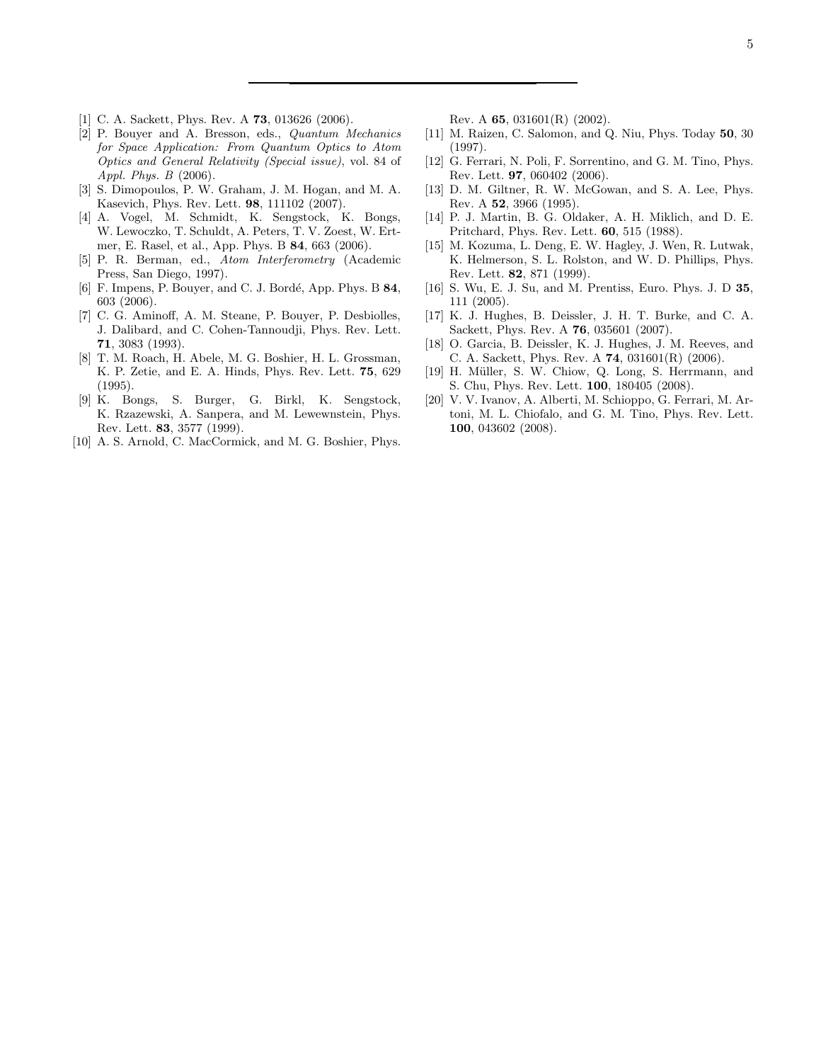[1] C. A. Sackett, Phys. Rev. A **73**, 013626 (2006).

[2] P. Bouyer and A. Bresson, eds., *Quantum Mechanics for Space Application: From Quantum Optics to Atom Optics and General Relativity (Special issue)*, vol. 84 of *Appl. Phys. B* (2006).

[3] S. Dimopoulos, P. W. Graham, J. M. Hogan, and M. A. Kasevich, Phys. Rev. Lett. **98**, 111102 (2007).

[4] A. Vogel, M. Schmidt, K. Sengstock, K. Bongs, W. Lewoczko, T. Schuldt, A. Peters, T. V. Zoest, W. Ertmer, E. Rasel, et al., App. Phys. B **84**, 663 (2006).

[5] P. R. Berman, ed., *Atom Interferometry* (Academic Press, San Diego, 1997).

[6] F. Impens, P. Bouyer, and C. J. Bordé, App. Phys. B **84**, 603 (2006).

[7] C. G. Aminoff, A. M. Steane, P. Bouyer, P. Desbiolles, J. Dalibard, and C. Cohen-Tannoudji, Phys. Rev. Lett. **71**, 3083 (1993).

[8] T. M. Roach, H. Abele, M. G. Boshier, H. L. Grossman, K. P. Zetie, and E. A. Hinds, Phys. Rev. Lett. **75**, 629 (1995).

[9] K. Bongs, S. Burger, G. Birkl, K. Sengstock, K. Rzazewski, A. Sanpera, and M. Lewewnstein, Phys. Rev. Lett. **83**, 3577 (1999).

[10] A. S. Arnold, C. MacCormick, and M. G. Boshier, Phys. Rev. A **65**, 031601(R) (2002).

[11] M. Raizen, C. Salomon, and Q. Niu, Phys. Today **50**, 30 (1997).

[12] G. Ferrari, N. Poli, F. Sorrentino, and G. M. Tino, Phys. Rev. Lett. **97**, 060402 (2006).

[13] D. M. Giltner, R. W. McGowan, and S. A. Lee, Phys. Rev. A **52**, 3966 (1995).

[14] P. J. Martin, B. G. Oldaker, A. H. Miklich, and D. E. Pritchard, Phys. Rev. Lett. **60**, 515 (1988).

[15] M. Kozuma, L. Deng, E. W. Hagley, J. Wen, R. Lutwak, K. Helmerson, S. L. Rolston, and W. D. Phillips, Phys. Rev. Lett. **82**, 871 (1999).

[16] S. Wu, E. J. Su, and M. Prentiss, Euro. Phys. J. D **35**, 111 (2005).

[17] K. J. Hughes, B. Deissler, J. H. T. Burke, and C. A. Sackett, Phys. Rev. A **76**, 035601 (2007).

[18] O. Garcia, B. Deissler, K. J. Hughes, J. M. Reeves, and C. A. Sackett, Phys. Rev. A **74**, 031601(R) (2006).

[19] H. Müller, S. W. Chiow, Q. Long, S. Herrmann, and S. Chu, Phys. Rev. Lett. **100**, 180405 (2008).

[20] V. V. Ivanov, A. Alberti, M. Schioppo, G. Ferrari, M. Artoni, M. L. Chiofalo, and G. M. Tino, Phys. Rev. Lett. **100**, 043602 (2008).